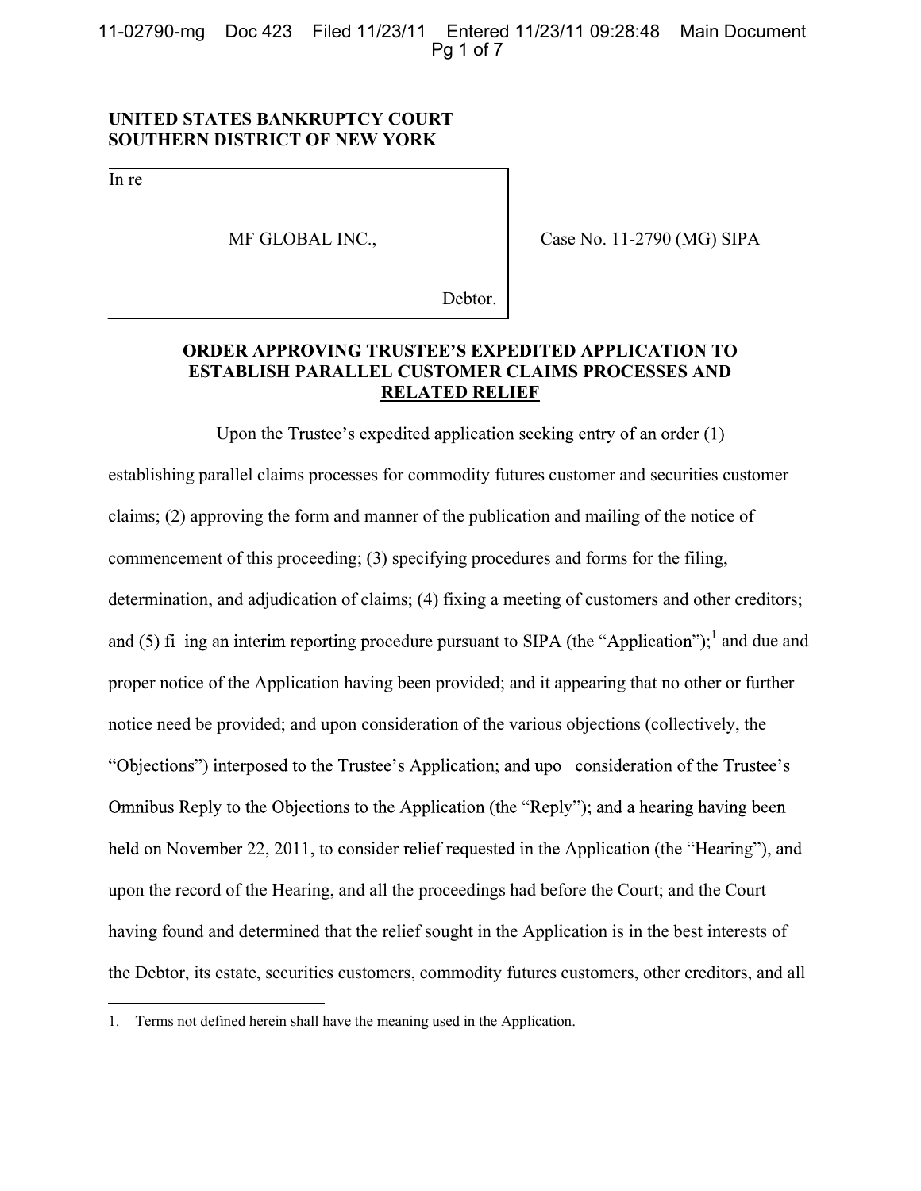**UNITED STATES BANKRUPTCY COURT**
**SOUTHERN DISTRICT OF NEW YORK**

In re

MF GLOBAL INC.,

Debtor.

Case No. 11-2790 (MG) SIPA

## ORDER APPROVING TRUSTEE'S EXPEDITED APPLICATION TO ESTABLISH PARALLEL CUSTOMER CLAIMS PROCESSES AND RELATED RELIEF

Upon the Trustee's expedited application seeking entry of an order (1) establishing parallel claims processes for commodity futures customer and securities customer claims; (2) approving the form and manner of the publication and mailing of the notice of commencement of this proceeding; (3) specifying procedures and forms for the filing, determination, and adjudication of claims; (4) fixing a meeting of customers and other creditors; and (5) fi ing an interim reporting procedure pursuant to SIPA (the "Application");[1] and due and proper notice of the Application having been provided; and it appearing that no other or further notice need be provided; and upon consideration of the various objections (collectively, the "Objections") interposed to the Trustee's Application; and upo consideration of the Trustee's Omnibus Reply to the Objections to the Application (the "Reply"); and a hearing having been held on November 22, 2011, to consider relief requested in the Application (the "Hearing"), and upon the record of the Hearing, and all the proceedings had before the Court; and the Court having found and determined that the relief sought in the Application is in the best interests of the Debtor, its estate, securities customers, commodity futures customers, other creditors, and all

1. Terms not defined herein shall have the meaning used in the Application.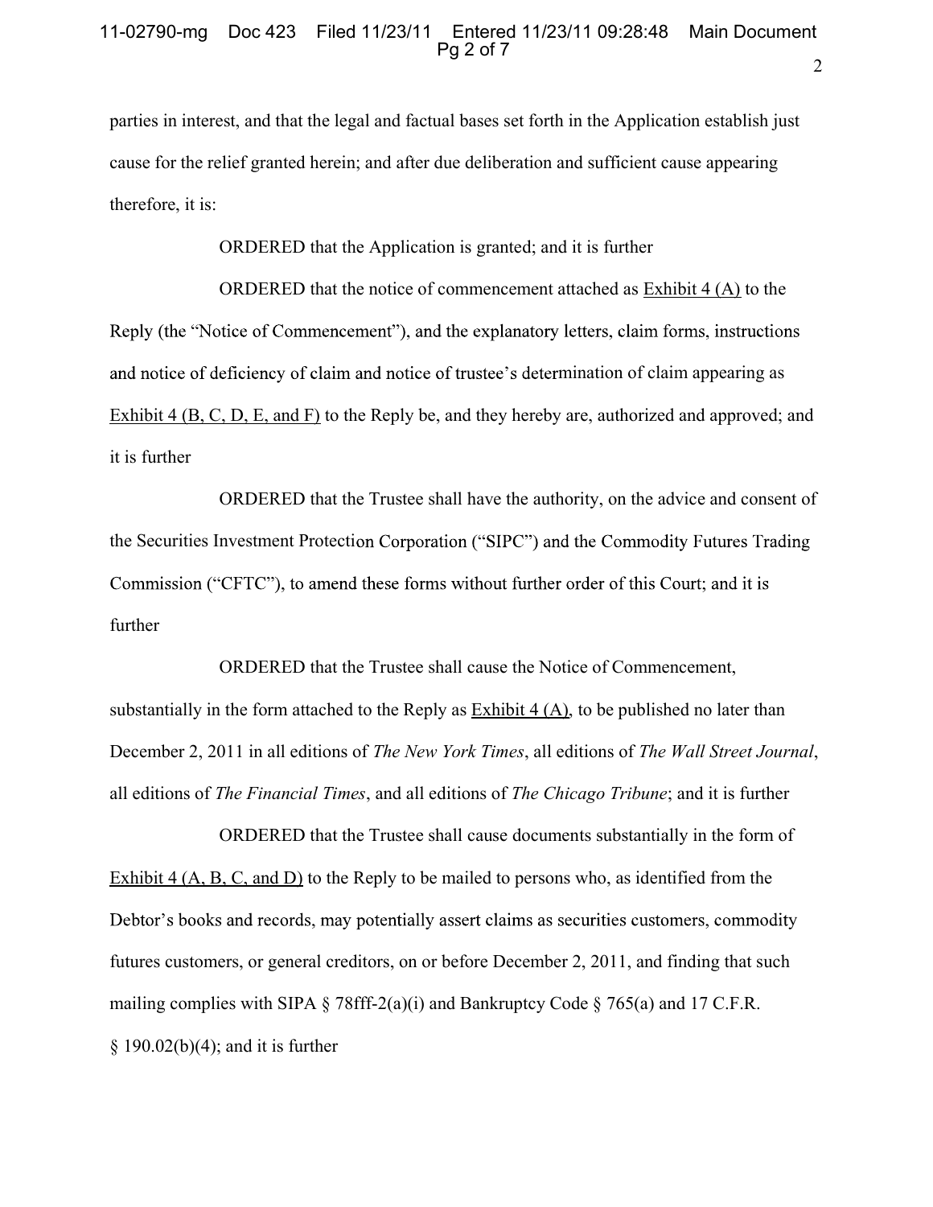parties in interest, and that the legal and factual bases set forth in the Application establish just cause for the relief granted herein; and after due deliberation and sufficient cause appearing therefore, it is:

ORDERED that the Application is granted; and it is further

ORDERED that the notice of commencement attached as Exhibit 4 (A) to the Reply (the "Notice of Commencement"), and the explanatory letters, claim forms, instructions and notice of deficiency of claim and notice of trustee's determination of claim appearing as Exhibit 4 (B, C, D, E, and F) to the Reply be, and they hereby are, authorized and approved; and it is further

ORDERED that the Trustee shall have the authority, on the advice and consent of the Securities Investment Protection Corporation ("SIPC") and the Commodity Futures Trading Commission ("CFTC"), to amend these forms without further order of this Court; and it is further

ORDERED that the Trustee shall cause the Notice of Commencement, substantially in the form attached to the Reply as Exhibit 4 (A), to be published no later than December 2, 2011 in all editions of *The New York Times*, all editions of *The Wall Street Journal*, all editions of *The Financial Times*, and all editions of *The Chicago Tribune*; and it is further

ORDERED that the Trustee shall cause documents substantially in the form of Exhibit 4 (A, B, C, and D) to the Reply to be mailed to persons who, as identified from the Debtor's books and records, may potentially assert claims as securities customers, commodity futures customers, or general creditors, on or before December 2, 2011, and finding that such mailing complies with SIPA § 78fff-2(a)(i) and Bankruptcy Code § 765(a) and 17 C.F.R. § 190.02(b)(4); and it is further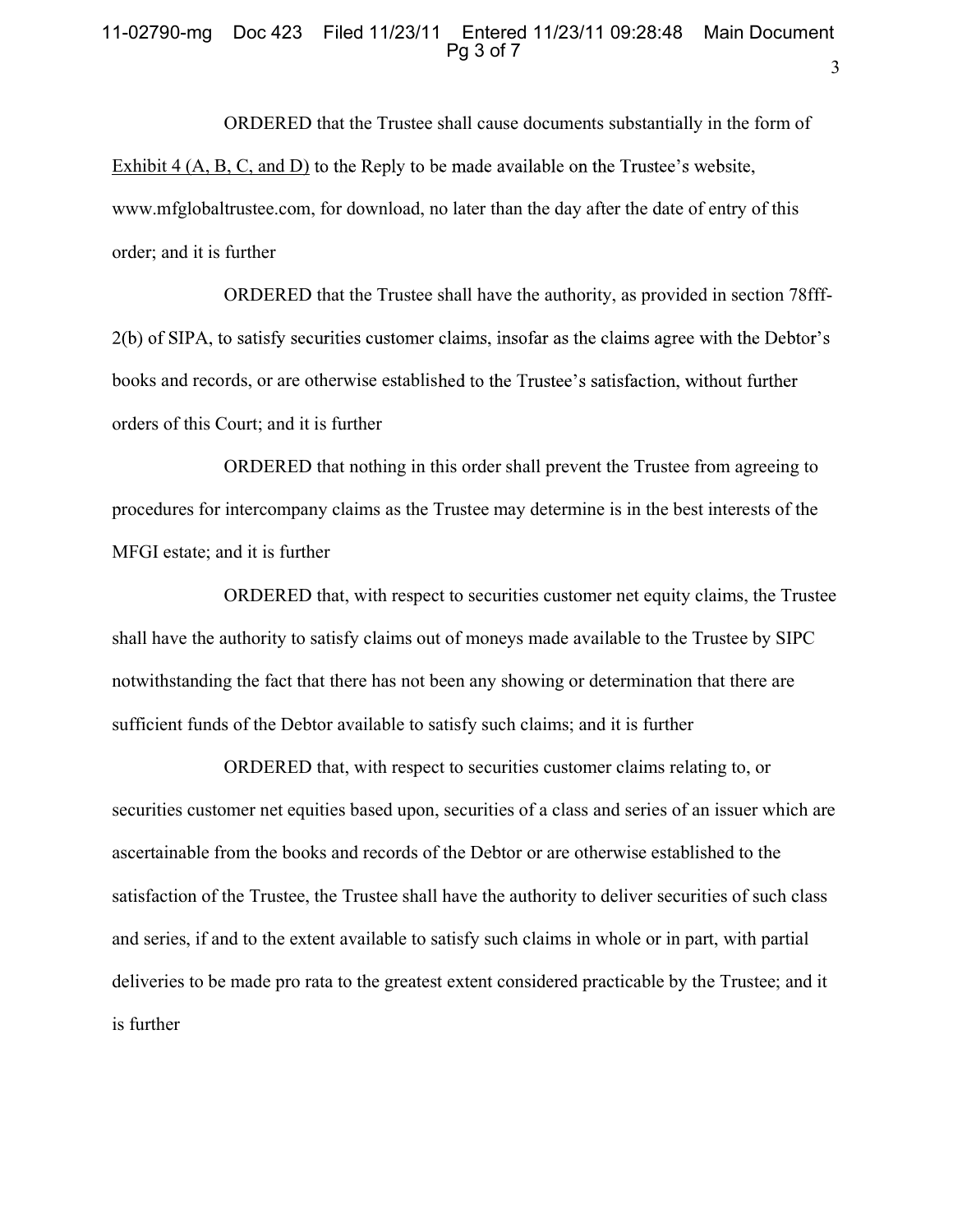ORDERED that the Trustee shall cause documents substantially in the form of Exhibit 4 (A, B, C, and D) to the Reply to be made available on the Trustee's website, www.mfglobaltrustee.com, for download, no later than the day after the date of entry of this order; and it is further

ORDERED that the Trustee shall have the authority, as provided in section 78fff-2(b) of SIPA, to satisfy securities customer claims, insofar as the claims agree with the Debtor's books and records, or are otherwise established to the Trustee's satisfaction, without further orders of this Court; and it is further

ORDERED that nothing in this order shall prevent the Trustee from agreeing to procedures for intercompany claims as the Trustee may determine is in the best interests of the MFGI estate; and it is further

ORDERED that, with respect to securities customer net equity claims, the Trustee shall have the authority to satisfy claims out of moneys made available to the Trustee by SIPC notwithstanding the fact that there has not been any showing or determination that there are sufficient funds of the Debtor available to satisfy such claims; and it is further

ORDERED that, with respect to securities customer claims relating to, or securities customer net equities based upon, securities of a class and series of an issuer which are ascertainable from the books and records of the Debtor or are otherwise established to the satisfaction of the Trustee, the Trustee shall have the authority to deliver securities of such class and series, if and to the extent available to satisfy such claims in whole or in part, with partial deliveries to be made pro rata to the greatest extent considered practicable by the Trustee; and it is further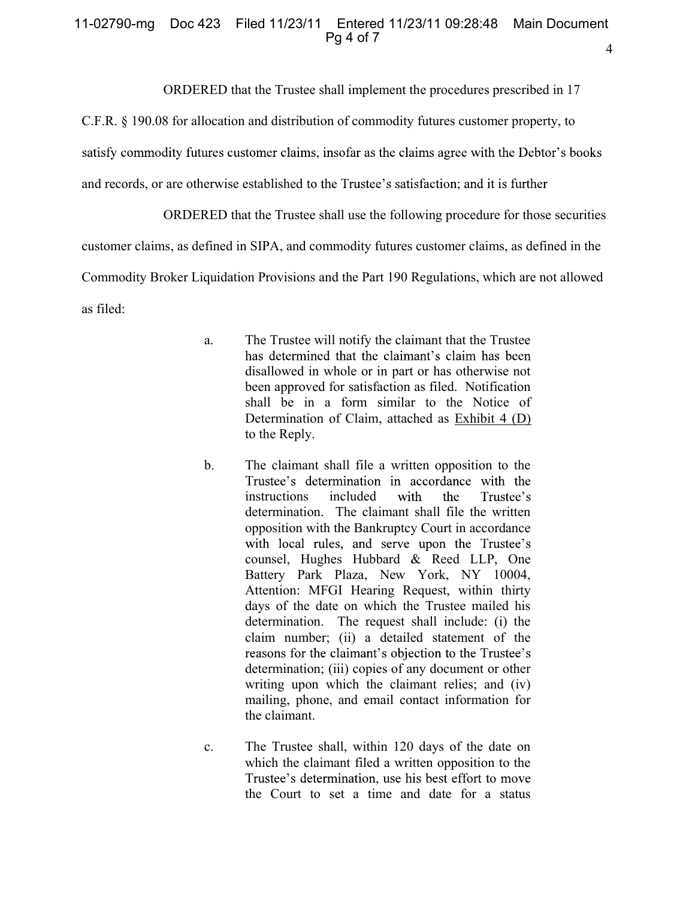ORDERED that the Trustee shall implement the procedures prescribed in 17 C.F.R. § 190.08 for allocation and distribution of commodity futures customer property, to satisfy commodity futures customer claims, insofar as the claims agree with the Debtor's books and records, or are otherwise established to the Trustee's satisfaction; and it is further

ORDERED that the Trustee shall use the following procedure for those securities customer claims, as defined in SIPA, and commodity futures customer claims, as defined in the Commodity Broker Liquidation Provisions and the Part 190 Regulations, which are not allowed as filed:

a. The Trustee will notify the claimant that the Trustee has determined that the claimant's claim has been disallowed in whole or in part or has otherwise not been approved for satisfaction as filed. Notification shall be in a form similar to the Notice of Determination of Claim, attached as Exhibit 4 (D) to the Reply.

b. The claimant shall file a written opposition to the Trustee's determination in accordance with the instructions included with the Trustee's determination. The claimant shall file the written opposition with the Bankruptcy Court in accordance with local rules, and serve upon the Trustee's counsel, Hughes Hubbard & Reed LLP, One Battery Park Plaza, New York, NY 10004, Attention: MFGI Hearing Request, within thirty days of the date on which the Trustee mailed his determination. The request shall include: (i) the claim number; (ii) a detailed statement of the reasons for the claimant's objection to the Trustee's determination; (iii) copies of any document or other writing upon which the claimant relies; and (iv) mailing, phone, and email contact information for the claimant.

c. The Trustee shall, within 120 days of the date on which the claimant filed a written opposition to the Trustee's determination, use his best effort to move the Court to set a time and date for a status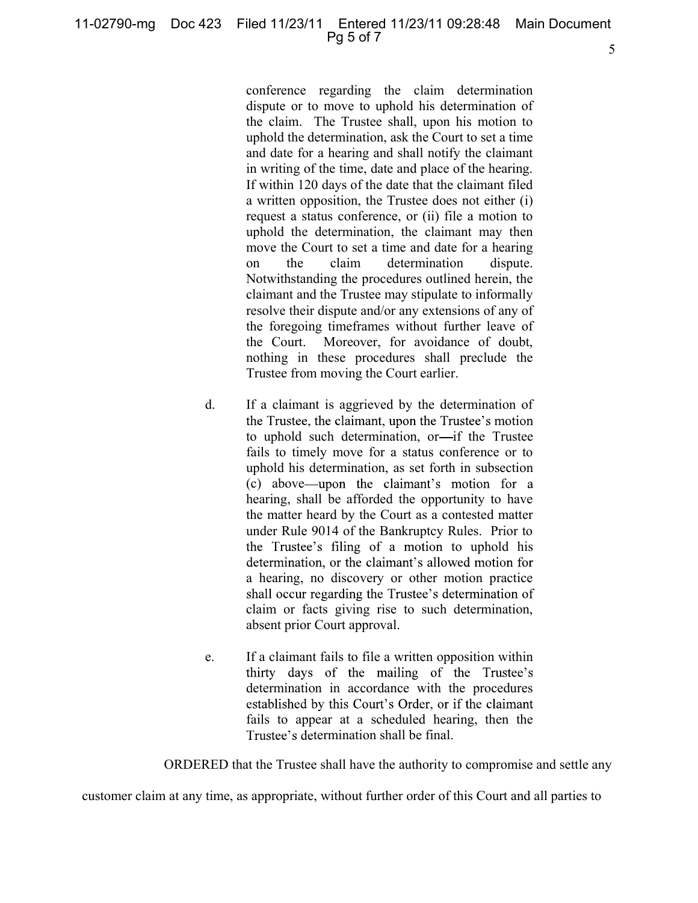conference regarding the claim determination dispute or to move to uphold his determination of the claim. The Trustee shall, upon his motion to uphold the determination, ask the Court to set a time and date for a hearing and shall notify the claimant in writing of the time, date and place of the hearing. If within 120 days of the date that the claimant filed a written opposition, the Trustee does not either (i) request a status conference, or (ii) file a motion to uphold the determination, the claimant may then move the Court to set a time and date for a hearing on the claim determination dispute. Notwithstanding the procedures outlined herein, the claimant and the Trustee may stipulate to informally resolve their dispute and/or any extensions of any of the foregoing timeframes without further leave of the Court. Moreover, for avoidance of doubt, nothing in these procedures shall preclude the Trustee from moving the Court earlier.

d. If a claimant is aggrieved by the determination of the Trustee, the claimant, upon the Trustee's motion to uphold such determination, or—if the Trustee fails to timely move for a status conference or to uphold his determination, as set forth in subsection (c) above—upon the claimant's motion for a hearing, shall be afforded the opportunity to have the matter heard by the Court as a contested matter under Rule 9014 of the Bankruptcy Rules. Prior to the Trustee's filing of a motion to uphold his determination, or the claimant's allowed motion for a hearing, no discovery or other motion practice shall occur regarding the Trustee's determination of claim or facts giving rise to such determination, absent prior Court approval.

e. If a claimant fails to file a written opposition within thirty days of the mailing of the Trustee's determination in accordance with the procedures established by this Court's Order, or if the claimant fails to appear at a scheduled hearing, then the Trustee's determination shall be final.

ORDERED that the Trustee shall have the authority to compromise and settle any customer claim at any time, as appropriate, without further order of this Court and all parties to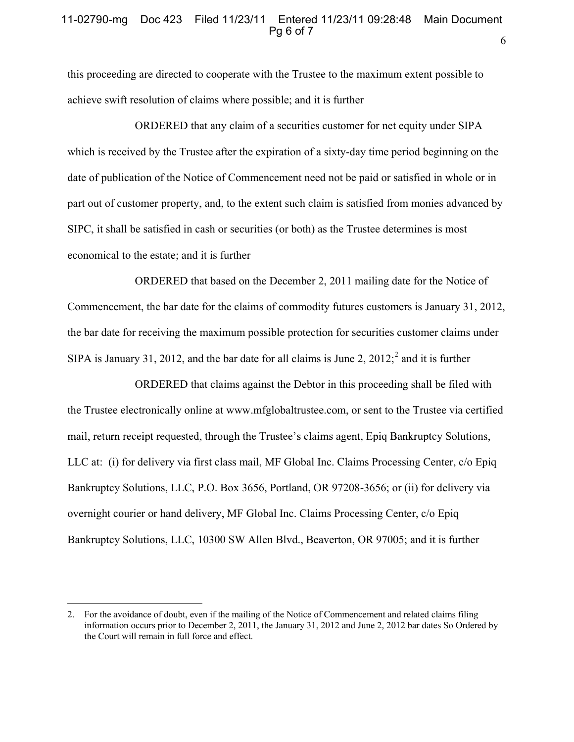this proceeding are directed to cooperate with the Trustee to the maximum extent possible to achieve swift resolution of claims where possible; and it is further

ORDERED that any claim of a securities customer for net equity under SIPA which is received by the Trustee after the expiration of a sixty-day time period beginning on the date of publication of the Notice of Commencement need not be paid or satisfied in whole or in part out of customer property, and, to the extent such claim is satisfied from monies advanced by SIPC, it shall be satisfied in cash or securities (or both) as the Trustee determines is most economical to the estate; and it is further

ORDERED that based on the December 2, 2011 mailing date for the Notice of Commencement, the bar date for the claims of commodity futures customers is January 31, 2012, the bar date for receiving the maximum possible protection for securities customer claims under SIPA is January 31, 2012, and the bar date for all claims is June 2, 2012;[2] and it is further

ORDERED that claims against the Debtor in this proceeding shall be filed with the Trustee electronically online at www.mfglobaltrustee.com, or sent to the Trustee via certified mail, return receipt requested, through the Trustee's claims agent, Epiq Bankruptcy Solutions, LLC at: (i) for delivery via first class mail, MF Global Inc. Claims Processing Center, c/o Epiq Bankruptcy Solutions, LLC, P.O. Box 3656, Portland, OR 97208-3656; or (ii) for delivery via overnight courier or hand delivery, MF Global Inc. Claims Processing Center, c/o Epiq Bankruptcy Solutions, LLC, 10300 SW Allen Blvd., Beaverton, OR 97005; and it is further

---

2. For the avoidance of doubt, even if the mailing of the Notice of Commencement and related claims filing information occurs prior to December 2, 2011, the January 31, 2012 and June 2, 2012 bar dates So Ordered by the Court will remain in full force and effect.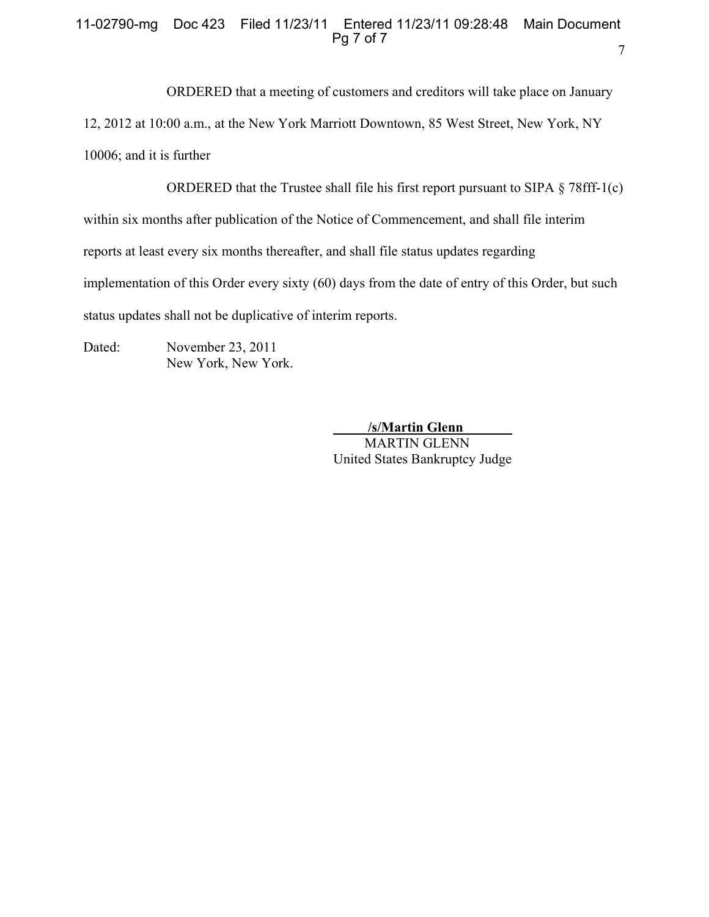ORDERED that a meeting of customers and creditors will take place on January 12, 2012 at 10:00 a.m., at the New York Marriott Downtown, 85 West Street, New York, NY 10006; and it is further

ORDERED that the Trustee shall file his first report pursuant to SIPA § 78fff-1(c) within six months after publication of the Notice of Commencement, and shall file interim reports at least every six months thereafter, and shall file status updates regarding implementation of this Order every sixty (60) days from the date of entry of this Order, but such status updates shall not be duplicative of interim reports.

Dated: November 23, 2011
New York, New York.

**/s/Martin Glenn**
MARTIN GLENN
United States Bankruptcy Judge